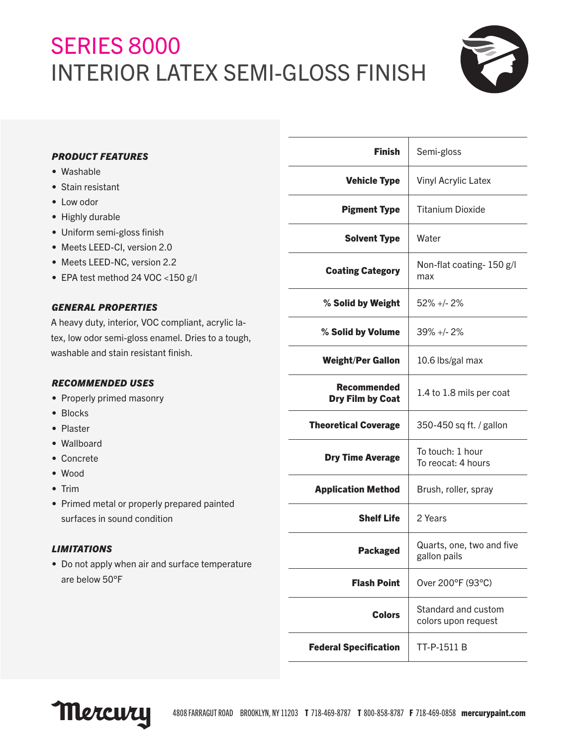# SERIES 8000
# INTERIOR LATEX SEMI-GLOSS FINISH

### *PRODUCT FEATURES*

- Washable
- Stain resistant
- Low odor
- Highly durable
- Uniform semi-gloss finish
- Meets LEED-CI, version 2.0
- Meets LEED-NC, version 2.2
- EPA test method 24 VOC <150 g/l

### *GENERAL PROPERTIES*

A heavy duty, interior, VOC compliant, acrylic latex, low odor semi-gloss enamel. Dries to a tough, washable and stain resistant finish.

### *RECOMMENDED USES*

- Properly primed masonry
- Blocks
- Plaster
- Wallboard
- Concrete
- Wood
- Trim
- Primed metal or properly prepared painted surfaces in sound condition

### *LIMITATIONS*

- Do not apply when air and surface temperature are below 50°F

| | |
|---|---|
| **Finish** | Semi-gloss |
| **Vehicle Type** | Vinyl Acrylic Latex |
| **Pigment Type** | Titanium Dioxide |
| **Solvent Type** | Water |
| **Coating Category** | Non-flat coating- 150 g/l max |
| **% Solid by Weight** | 52% +/- 2% |
| **% Solid by Volume** | 39% +/- 2% |
| **Weight/Per Gallon** | 10.6 lbs/gal max |
| **Recommended Dry Film by Coat** | 1.4 to 1.8 mils per coat |
| **Theoretical Coverage** | 350-450 sq ft. / gallon |
| **Dry Time Average** | To touch: 1 hour<br>To recoat: 4 hours |
| **Application Method** | Brush, roller, spray |
| **Shelf Life** | 2 Years |
| **Packaged** | Quarts, one, two and five gallon pails |
| **Flash Point** | Over 200°F (93°C) |
| **Colors** | Standard and custom colors upon request |
| **Federal Specification** | TT-P-1511 B |

Mercury 4808 FARRAGUT ROAD BROOKLYN, NY 11203 **T** 718-469-8787 **T** 800-858-8787 **F** 718-469-0858 **mercurypaint.com**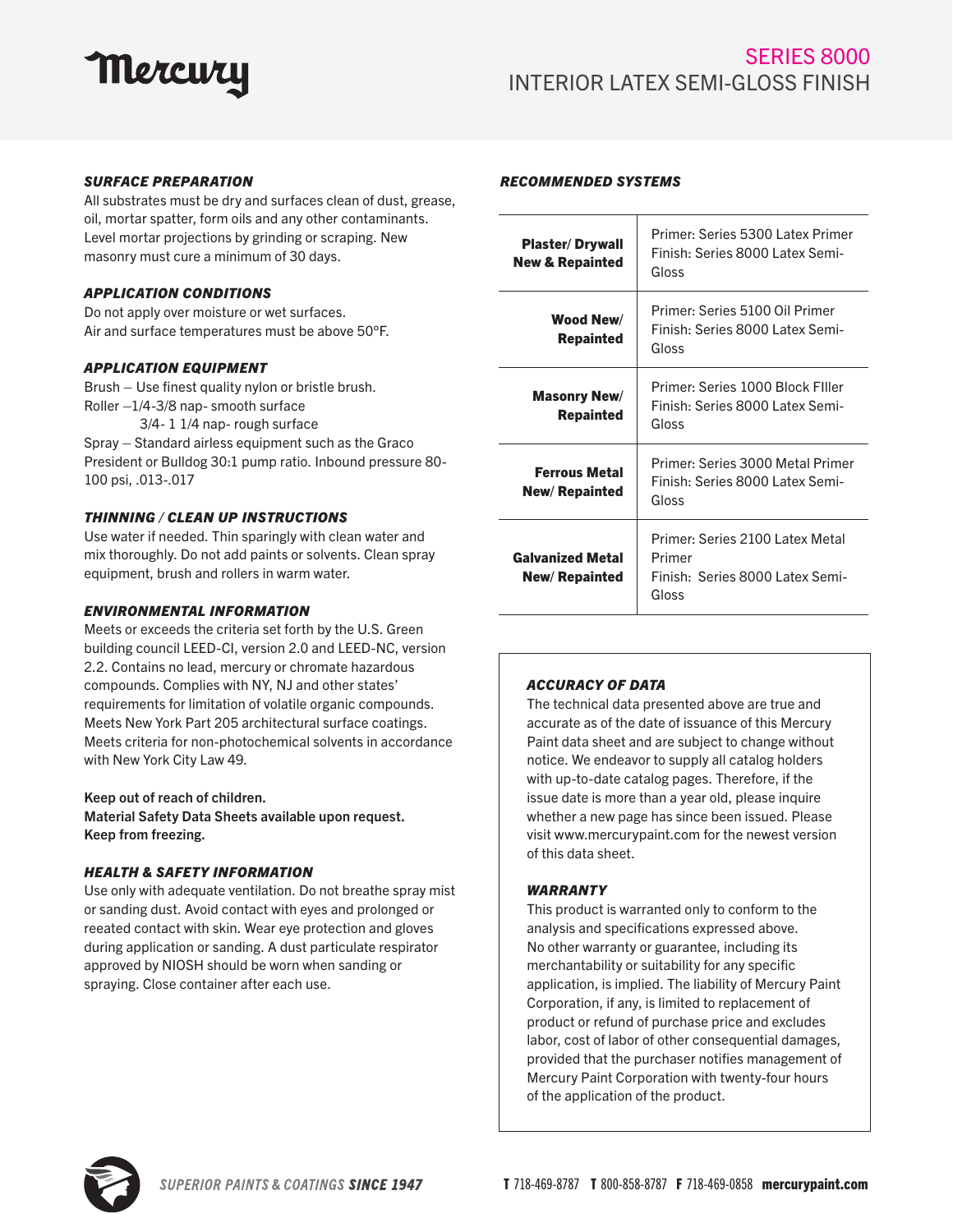# SERIES 8000
## INTERIOR LATEX SEMI-GLOSS FINISH

### SURFACE PREPARATION
All substrates must be dry and surfaces clean of dust, grease, oil, mortar spatter, form oils and any other contaminants. Level mortar projections by grinding or scraping. New masonry must cure a minimum of 30 days.

### APPLICATION CONDITIONS
Do not apply over moisture or wet surfaces.
Air and surface temperatures must be above 50°F.

### APPLICATION EQUIPMENT
Brush – Use finest quality nylon or bristle brush.
Roller –1/4-3/8 nap- smooth surface
3/4- 1 1/4 nap- rough surface
Spray – Standard airless equipment such as the Graco President or Bulldog 30:1 pump ratio. Inbound pressure 80-100 psi, .013-.017

### THINNING / CLEAN UP INSTRUCTIONS
Use water if needed. Thin sparingly with clean water and mix thoroughly. Do not add paints or solvents. Clean spray equipment, brush and rollers in warm water.

### ENVIRONMENTAL INFORMATION
Meets or exceeds the criteria set forth by the U.S. Green building council LEED-CI, version 2.0 and LEED-NC, version 2.2. Contains no lead, mercury or chromate hazardous compounds. Complies with NY, NJ and other states' requirements for limitation of volatile organic compounds. Meets New York Part 205 architectural surface coatings. Meets criteria for non-photochemical solvents in accordance with New York City Law 49.

**Keep out of reach of children.**
**Material Safety Data Sheets available upon request.**
**Keep from freezing.**

### HEALTH & SAFETY INFORMATION
Use only with adequate ventilation. Do not breathe spray mist or sanding dust. Avoid contact with eyes and prolonged or reeated contact with skin. Wear eye protection and gloves during application or sanding. A dust particulate respirator approved by NIOSH should be worn when sanding or spraying. Close container after each use.

### RECOMMENDED SYSTEMS

| | |
|---|---|
| **Plaster/ Drywall New & Repainted** | Primer: Series 5300 Latex Primer<br>Finish: Series 8000 Latex Semi-Gloss |
| **Wood New/ Repainted** | Primer: Series 5100 Oil Primer<br>Finish: Series 8000 Latex Semi-Gloss |
| **Masonry New/ Repainted** | Primer: Series 1000 Block FIller<br>Finish: Series 8000 Latex Semi-Gloss |
| **Ferrous Metal New/ Repainted** | Primer: Series 3000 Metal Primer<br>Finish: Series 8000 Latex Semi-Gloss |
| **Galvanized Metal New/ Repainted** | Primer: Series 2100 Latex Metal Primer<br>Finish: Series 8000 Latex Semi-Gloss |

### ACCURACY OF DATA
The technical data presented above are true and accurate as of the date of issuance of this Mercury Paint data sheet and are subject to change without notice. We endeavor to supply all catalog holders with up-to-date catalog pages. Therefore, if the issue date is more than a year old, please inquire whether a new page has since been issued. Please visit www.mercurypaint.com for the newest version of this data sheet.

### WARRANTY
This product is warranted only to conform to the analysis and specifications expressed above. No other warranty or guarantee, including its merchantability or suitability for any specific application, is implied. The liability of Mercury Paint Corporation, if any, is limited to replacement of product or refund of purchase price and excludes labor, cost of labor of other consequential damages, provided that the purchaser notifies management of Mercury Paint Corporation with twenty-four hours of the application of the product.

SUPERIOR PAINTS & COATINGS **SINCE 1947**

**T** 718-469-8787 **T** 800-858-8787 **F** 718-469-0858 **mercurypaint.com**